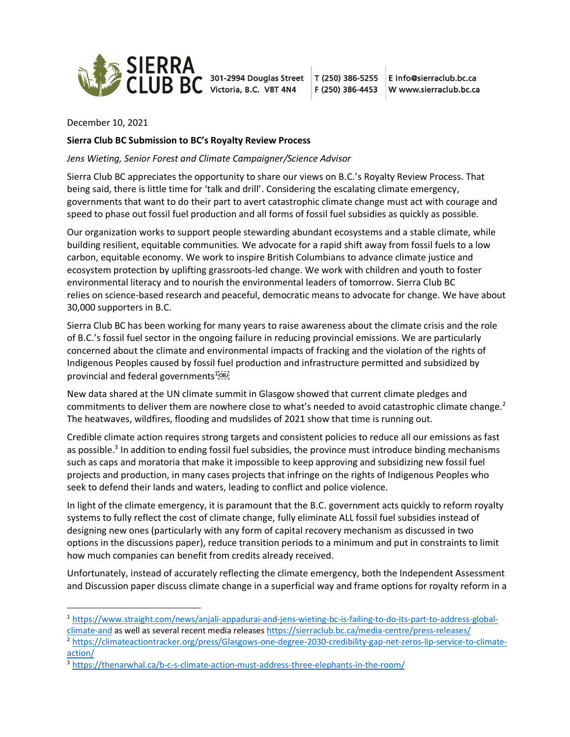SIERRA CLUB BC 301-2994 Douglas Street Victoria, B.C. V8T 4N4 | T (250) 386-5255 F (250) 386-4453 | E info@sierraclub.bc.ca W www.sierraclub.bc.ca

December 10, 2021

**Sierra Club BC Submission to BC's Royalty Review Process**

*Jens Wieting, Senior Forest and Climate Campaigner/Science Advisor*

Sierra Club BC appreciates the opportunity to share our views on B.C.'s Royalty Review Process. That being said, there is little time for 'talk and drill'. Considering the escalating climate emergency, governments that want to do their part to avert catastrophic climate change must act with courage and speed to phase out fossil fuel production and all forms of fossil fuel subsidies as quickly as possible.

Our organization works to support people stewarding abundant ecosystems and a stable climate, while building resilient, equitable communities. We advocate for a rapid shift away from fossil fuels to a low carbon, equitable economy. We work to inspire British Columbians to advance climate justice and ecosystem protection by uplifting grassroots-led change. We work with children and youth to foster environmental literacy and to nourish the environmental leaders of tomorrow. Sierra Club BC relies on science-based research and peaceful, democratic means to advocate for change. We have about 30,000 supporters in B.C.

Sierra Club BC has been working for many years to raise awareness about the climate crisis and the role of B.C.'s fossil fuel sector in the ongoing failure in reducing provincial emissions. We are particularly concerned about the climate and environmental impacts of fracking and the violation of the rights of Indigenous Peoples caused by fossil fuel production and infrastructure permitted and subsidized by provincial and federal governments[1]

New data shared at the UN climate summit in Glasgow showed that current climate pledges and commitments to deliver them are nowhere close to what's needed to avoid catastrophic climate change.[2] The heatwaves, wildfires, flooding and mudslides of 2021 show that time is running out.

Credible climate action requires strong targets and consistent policies to reduce all our emissions as fast as possible.[3] In addition to ending fossil fuel subsidies, the province must introduce binding mechanisms such as caps and moratoria that make it impossible to keep approving and subsidizing new fossil fuel projects and production, in many cases projects that infringe on the rights of Indigenous Peoples who seek to defend their lands and waters, leading to conflict and police violence.

In light of the climate emergency, it is paramount that the B.C. government acts quickly to reform royalty systems to fully reflect the cost of climate change, fully eliminate ALL fossil fuel subsidies instead of designing new ones (particularly with any form of capital recovery mechanism as discussed in two options in the discussions paper), reduce transition periods to a minimum and put in constraints to limit how much companies can benefit from credits already received.

Unfortunately, instead of accurately reflecting the climate emergency, both the Independent Assessment and Discussion paper discuss climate change in a superficial way and frame options for royalty reform in a

---

[1] https://www.straight.com/news/anjali-appadurai-and-jens-wieting-bc-is-failing-to-do-its-part-to-address-global-climate-and as well as several recent media releases https://sierraclub.bc.ca/media-centre/press-releases/

[2] https://climateactiontracker.org/press/Glasgows-one-degree-2030-credibility-gap-net-zeros-lip-service-to-climate-action/

[3] https://thenarwhal.ca/b-c-s-climate-action-must-address-three-elephants-in-the-room/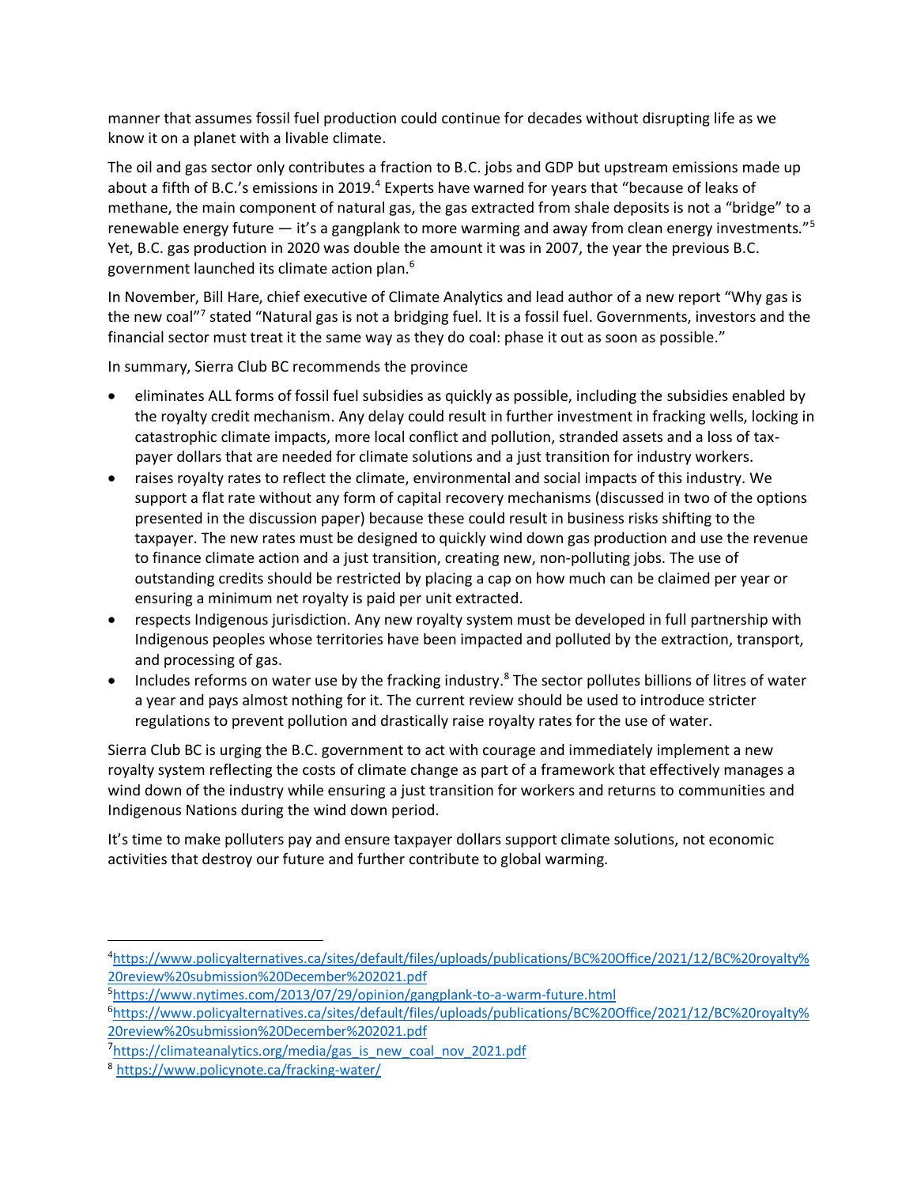manner that assumes fossil fuel production could continue for decades without disrupting life as we know it on a planet with a livable climate.

The oil and gas sector only contributes a fraction to B.C. jobs and GDP but upstream emissions made up about a fifth of B.C.'s emissions in 2019.[4] Experts have warned for years that "because of leaks of methane, the main component of natural gas, the gas extracted from shale deposits is not a "bridge" to a renewable energy future — it's a gangplank to more warming and away from clean energy investments."[5] Yet, B.C. gas production in 2020 was double the amount it was in 2007, the year the previous B.C. government launched its climate action plan.[6]

In November, Bill Hare, chief executive of Climate Analytics and lead author of a new report "Why gas is the new coal"[7] stated "Natural gas is not a bridging fuel. It is a fossil fuel. Governments, investors and the financial sector must treat it the same way as they do coal: phase it out as soon as possible."

In summary, Sierra Club BC recommends the province

- eliminates ALL forms of fossil fuel subsidies as quickly as possible, including the subsidies enabled by the royalty credit mechanism. Any delay could result in further investment in fracking wells, locking in catastrophic climate impacts, more local conflict and pollution, stranded assets and a loss of tax-payer dollars that are needed for climate solutions and a just transition for industry workers.
- raises royalty rates to reflect the climate, environmental and social impacts of this industry. We support a flat rate without any form of capital recovery mechanisms (discussed in two of the options presented in the discussion paper) because these could result in business risks shifting to the taxpayer. The new rates must be designed to quickly wind down gas production and use the revenue to finance climate action and a just transition, creating new, non-polluting jobs. The use of outstanding credits should be restricted by placing a cap on how much can be claimed per year or ensuring a minimum net royalty is paid per unit extracted.
- respects Indigenous jurisdiction. Any new royalty system must be developed in full partnership with Indigenous peoples whose territories have been impacted and polluted by the extraction, transport, and processing of gas.
- Includes reforms on water use by the fracking industry.[8] The sector pollutes billions of litres of water a year and pays almost nothing for it. The current review should be used to introduce stricter regulations to prevent pollution and drastically raise royalty rates for the use of water.

Sierra Club BC is urging the B.C. government to act with courage and immediately implement a new royalty system reflecting the costs of climate change as part of a framework that effectively manages a wind down of the industry while ensuring a just transition for workers and returns to communities and Indigenous Nations during the wind down period.

It's time to make polluters pay and ensure taxpayer dollars support climate solutions, not economic activities that destroy our future and further contribute to global warming.

---

[4] https://www.policyalternatives.ca/sites/default/files/uploads/publications/BC%20Office/2021/12/BC%20royalty%20review%20submission%20December%202021.pdf

[5] https://www.nytimes.com/2013/07/29/opinion/gangplank-to-a-warm-future.html

[6] https://www.policyalternatives.ca/sites/default/files/uploads/publications/BC%20Office/2021/12/BC%20royalty%20review%20submission%20December%202021.pdf

[7] https://climateanalytics.org/media/gas_is_new_coal_nov_2021.pdf

[8] https://www.policynote.ca/fracking-water/